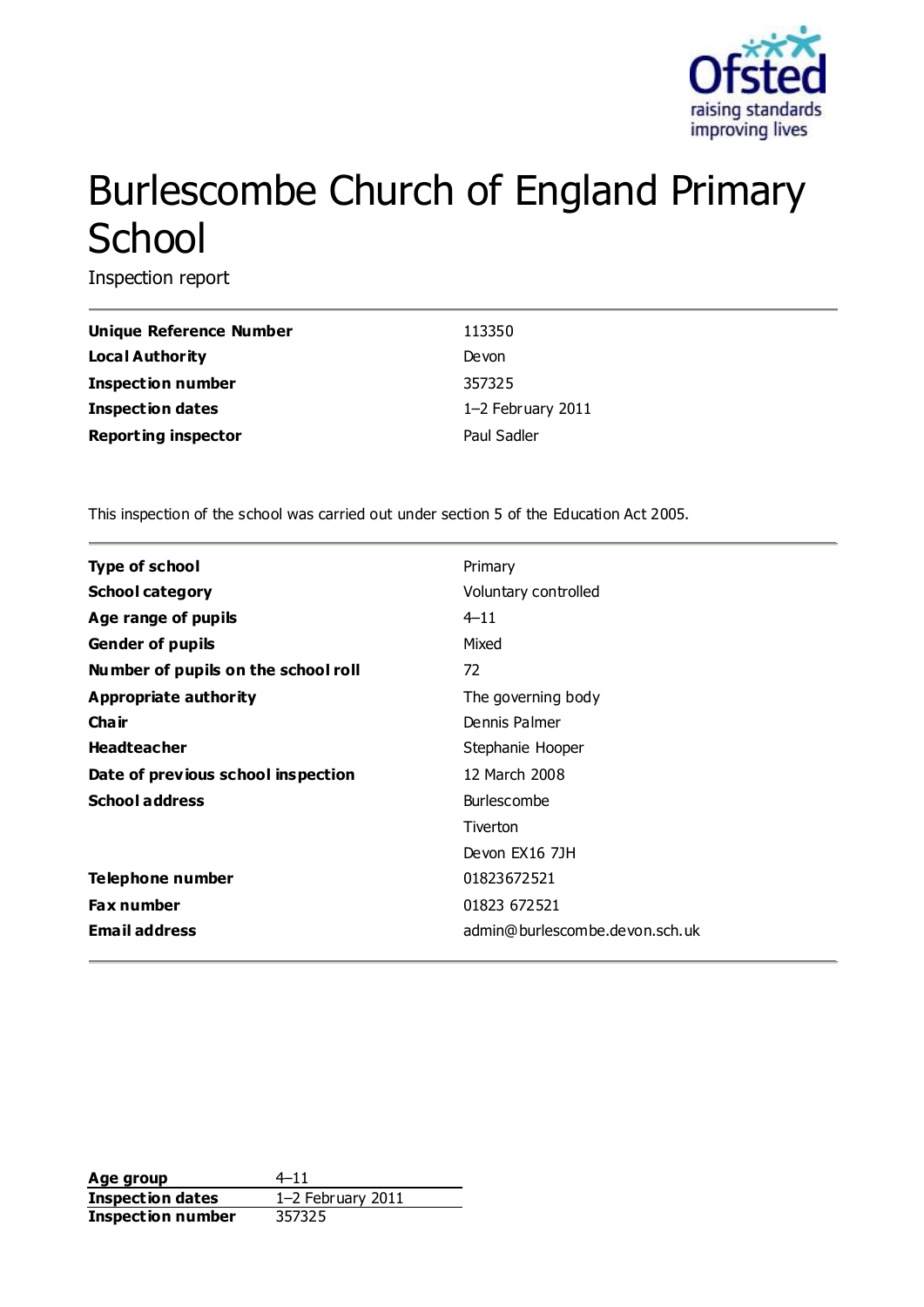# Burlescombe Church of England Primary School

Inspection report

| | |
|---|---|
| **Unique Reference Number** | 113350 |
| **Local Authority** | Devon |
| **Inspection number** | 357325 |
| **Inspection dates** | 1–2 February 2011 |
| **Reporting inspector** | Paul Sadler |

This inspection of the school was carried out under section 5 of the Education Act 2005.

| | |
|---|---|
| **Type of school** | Primary |
| **School category** | Voluntary controlled |
| **Age range of pupils** | 4–11 |
| **Gender of pupils** | Mixed |
| **Number of pupils on the school roll** | 72 |
| **Appropriate authority** | The governing body |
| **Chair** | Dennis Palmer |
| **Headteacher** | Stephanie Hooper |
| **Date of previous school inspection** | 12 March 2008 |
| **School address** | Burlescombe<br>Tiverton<br>Devon EX16 7JH |
| **Telephone number** | 01823672521 |
| **Fax number** | 01823 672521 |
| **Email address** | admin@burlescombe.devon.sch.uk |

| | |
|---|---|
| **Age group** | 4–11 |
| **Inspection dates** | 1–2 February 2011 |
| **Inspection number** | 357325 |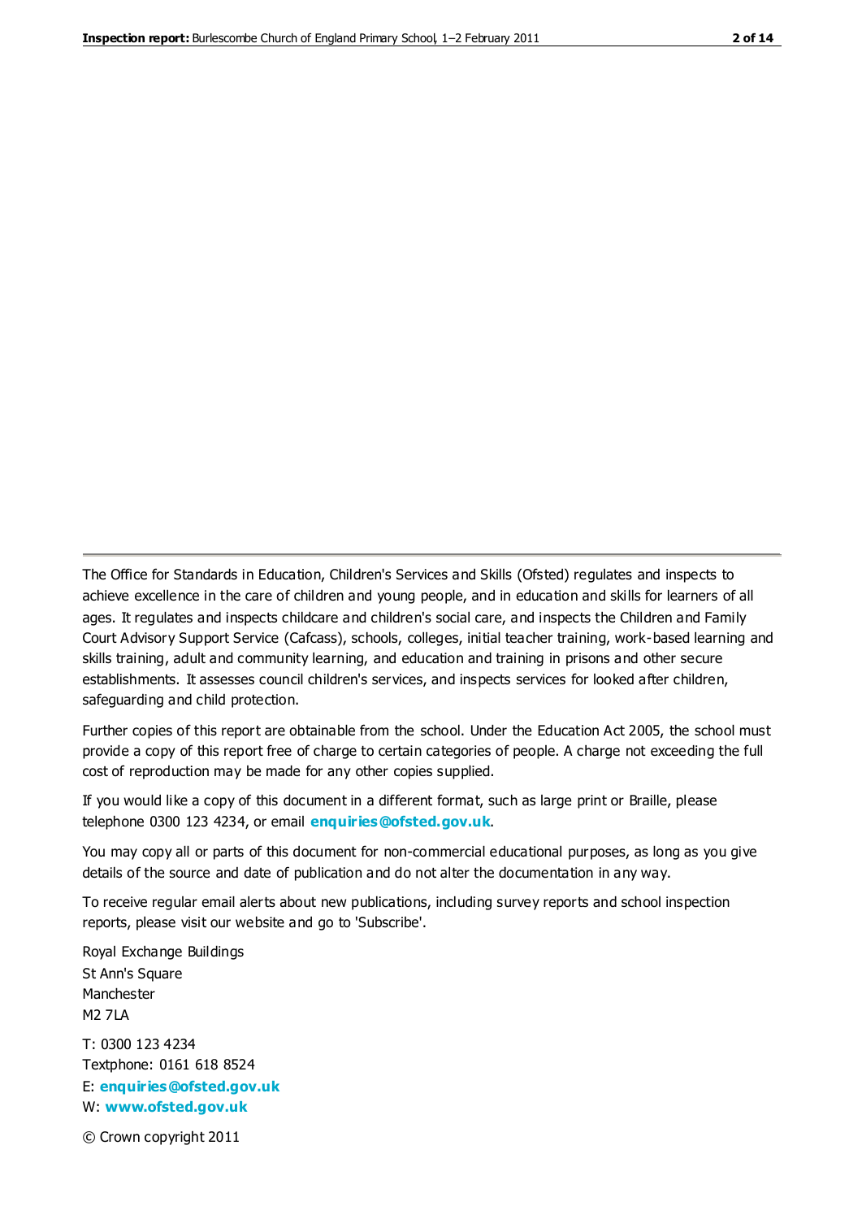The Office for Standards in Education, Children's Services and Skills (Ofsted) regulates and inspects to achieve excellence in the care of children and young people, and in education and skills for learners of all ages. It regulates and inspects childcare and children's social care, and inspects the Children and Family Court Advisory Support Service (Cafcass), schools, colleges, initial teacher training, work-based learning and skills training, adult and community learning, and education and training in prisons and other secure establishments. It assesses council children's services, and inspects services for looked after children, safeguarding and child protection.

Further copies of this report are obtainable from the school. Under the Education Act 2005, the school must provide a copy of this report free of charge to certain categories of people. A charge not exceeding the full cost of reproduction may be made for any other copies supplied.

If you would like a copy of this document in a different format, such as large print or Braille, please telephone 0300 123 4234, or email **enquiries@ofsted.gov.uk**.

You may copy all or parts of this document for non-commercial educational purposes, as long as you give details of the source and date of publication and do not alter the documentation in any way.

To receive regular email alerts about new publications, including survey reports and school inspection reports, please visit our website and go to 'Subscribe'.

Royal Exchange Buildings
St Ann's Square
Manchester
M2 7LA

T: 0300 123 4234
Textphone: 0161 618 8524
E: **enquiries@ofsted.gov.uk**
W: **www.ofsted.gov.uk**

© Crown copyright 2011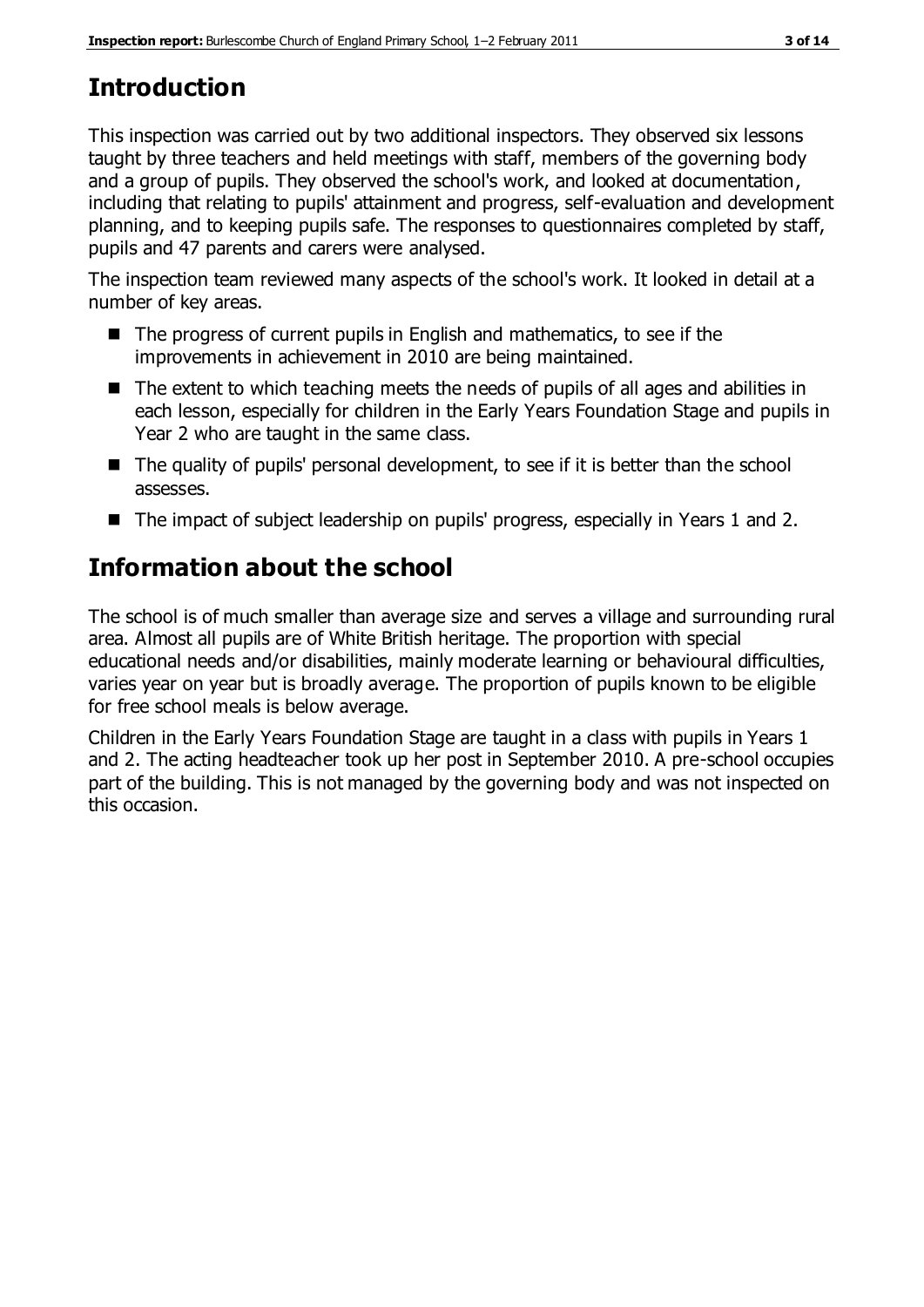## Introduction

This inspection was carried out by two additional inspectors. They observed six lessons taught by three teachers and held meetings with staff, members of the governing body and a group of pupils. They observed the school's work, and looked at documentation, including that relating to pupils' attainment and progress, self-evaluation and development planning, and to keeping pupils safe. The responses to questionnaires completed by staff, pupils and 47 parents and carers were analysed.

The inspection team reviewed many aspects of the school's work. It looked in detail at a number of key areas.

- The progress of current pupils in English and mathematics, to see if the improvements in achievement in 2010 are being maintained.
- The extent to which teaching meets the needs of pupils of all ages and abilities in each lesson, especially for children in the Early Years Foundation Stage and pupils in Year 2 who are taught in the same class.
- The quality of pupils' personal development, to see if it is better than the school assesses.
- The impact of subject leadership on pupils' progress, especially in Years 1 and 2.

## Information about the school

The school is of much smaller than average size and serves a village and surrounding rural area. Almost all pupils are of White British heritage. The proportion with special educational needs and/or disabilities, mainly moderate learning or behavioural difficulties, varies year on year but is broadly average. The proportion of pupils known to be eligible for free school meals is below average.

Children in the Early Years Foundation Stage are taught in a class with pupils in Years 1 and 2. The acting headteacher took up her post in September 2010. A pre-school occupies part of the building. This is not managed by the governing body and was not inspected on this occasion.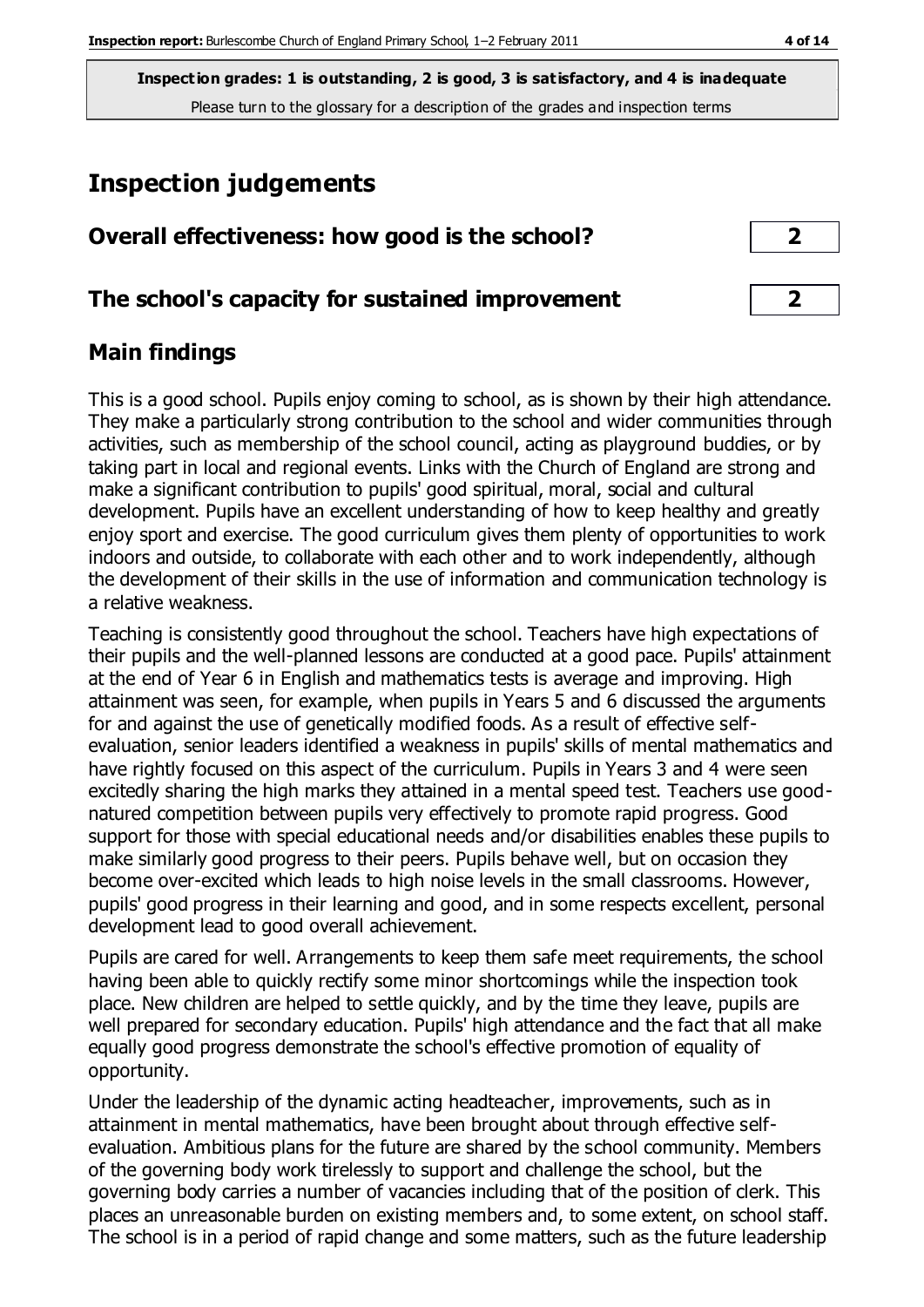**Inspection grades: 1 is outstanding, 2 is good, 3 is satisfactory, and 4 is inadequate**
Please turn to the glossary for a description of the grades and inspection terms

# Inspection judgements

| Overall effectiveness: how good is the school? | 2 |
|---|---|
| The school's capacity for sustained improvement | 2 |

## Main findings

This is a good school. Pupils enjoy coming to school, as is shown by their high attendance. They make a particularly strong contribution to the school and wider communities through activities, such as membership of the school council, acting as playground buddies, or by taking part in local and regional events. Links with the Church of England are strong and make a significant contribution to pupils' good spiritual, moral, social and cultural development. Pupils have an excellent understanding of how to keep healthy and greatly enjoy sport and exercise. The good curriculum gives them plenty of opportunities to work indoors and outside, to collaborate with each other and to work independently, although the development of their skills in the use of information and communication technology is a relative weakness.

Teaching is consistently good throughout the school. Teachers have high expectations of their pupils and the well-planned lessons are conducted at a good pace. Pupils' attainment at the end of Year 6 in English and mathematics tests is average and improving. High attainment was seen, for example, when pupils in Years 5 and 6 discussed the arguments for and against the use of genetically modified foods. As a result of effective self-evaluation, senior leaders identified a weakness in pupils' skills of mental mathematics and have rightly focused on this aspect of the curriculum. Pupils in Years 3 and 4 were seen excitedly sharing the high marks they attained in a mental speed test. Teachers use good-natured competition between pupils very effectively to promote rapid progress. Good support for those with special educational needs and/or disabilities enables these pupils to make similarly good progress to their peers. Pupils behave well, but on occasion they become over-excited which leads to high noise levels in the small classrooms. However, pupils' good progress in their learning and good, and in some respects excellent, personal development lead to good overall achievement.

Pupils are cared for well. Arrangements to keep them safe meet requirements, the school having been able to quickly rectify some minor shortcomings while the inspection took place. New children are helped to settle quickly, and by the time they leave, pupils are well prepared for secondary education. Pupils' high attendance and the fact that all make equally good progress demonstrate the school's effective promotion of equality of opportunity.

Under the leadership of the dynamic acting headteacher, improvements, such as in attainment in mental mathematics, have been brought about through effective self-evaluation. Ambitious plans for the future are shared by the school community. Members of the governing body work tirelessly to support and challenge the school, but the governing body carries a number of vacancies including that of the position of clerk. This places an unreasonable burden on existing members and, to some extent, on school staff. The school is in a period of rapid change and some matters, such as the future leadership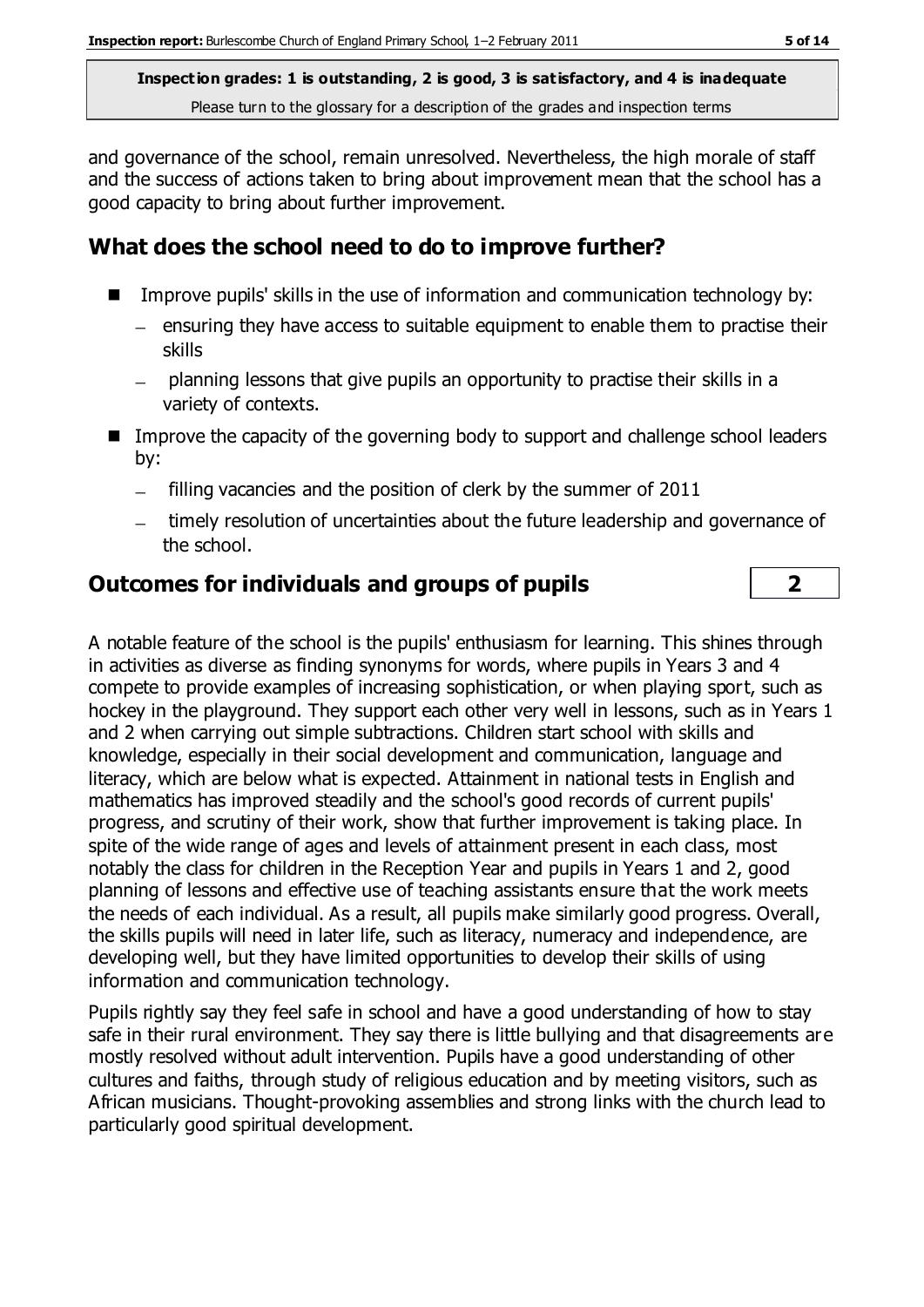and governance of the school, remain unresolved. Nevertheless, the high morale of staff and the success of actions taken to bring about improvement mean that the school has a good capacity to bring about further improvement.

## What does the school need to do to improve further?

- Improve pupils' skills in the use of information and communication technology by:
  - ensuring they have access to suitable equipment to enable them to practise their skills
  - planning lessons that give pupils an opportunity to practise their skills in a variety of contexts.
- Improve the capacity of the governing body to support and challenge school leaders by:
  - filling vacancies and the position of clerk by the summer of 2011
  - timely resolution of uncertainties about the future leadership and governance of the school.

## Outcomes for individuals and groups of pupils — 2

A notable feature of the school is the pupils' enthusiasm for learning. This shines through in activities as diverse as finding synonyms for words, where pupils in Years 3 and 4 compete to provide examples of increasing sophistication, or when playing sport, such as hockey in the playground. They support each other very well in lessons, such as in Years 1 and 2 when carrying out simple subtractions. Children start school with skills and knowledge, especially in their social development and communication, language and literacy, which are below what is expected. Attainment in national tests in English and mathematics has improved steadily and the school's good records of current pupils' progress, and scrutiny of their work, show that further improvement is taking place. In spite of the wide range of ages and levels of attainment present in each class, most notably the class for children in the Reception Year and pupils in Years 1 and 2, good planning of lessons and effective use of teaching assistants ensure that the work meets the needs of each individual. As a result, all pupils make similarly good progress. Overall, the skills pupils will need in later life, such as literacy, numeracy and independence, are developing well, but they have limited opportunities to develop their skills of using information and communication technology.

Pupils rightly say they feel safe in school and have a good understanding of how to stay safe in their rural environment. They say there is little bullying and that disagreements are mostly resolved without adult intervention. Pupils have a good understanding of other cultures and faiths, through study of religious education and by meeting visitors, such as African musicians. Thought-provoking assemblies and strong links with the church lead to particularly good spiritual development.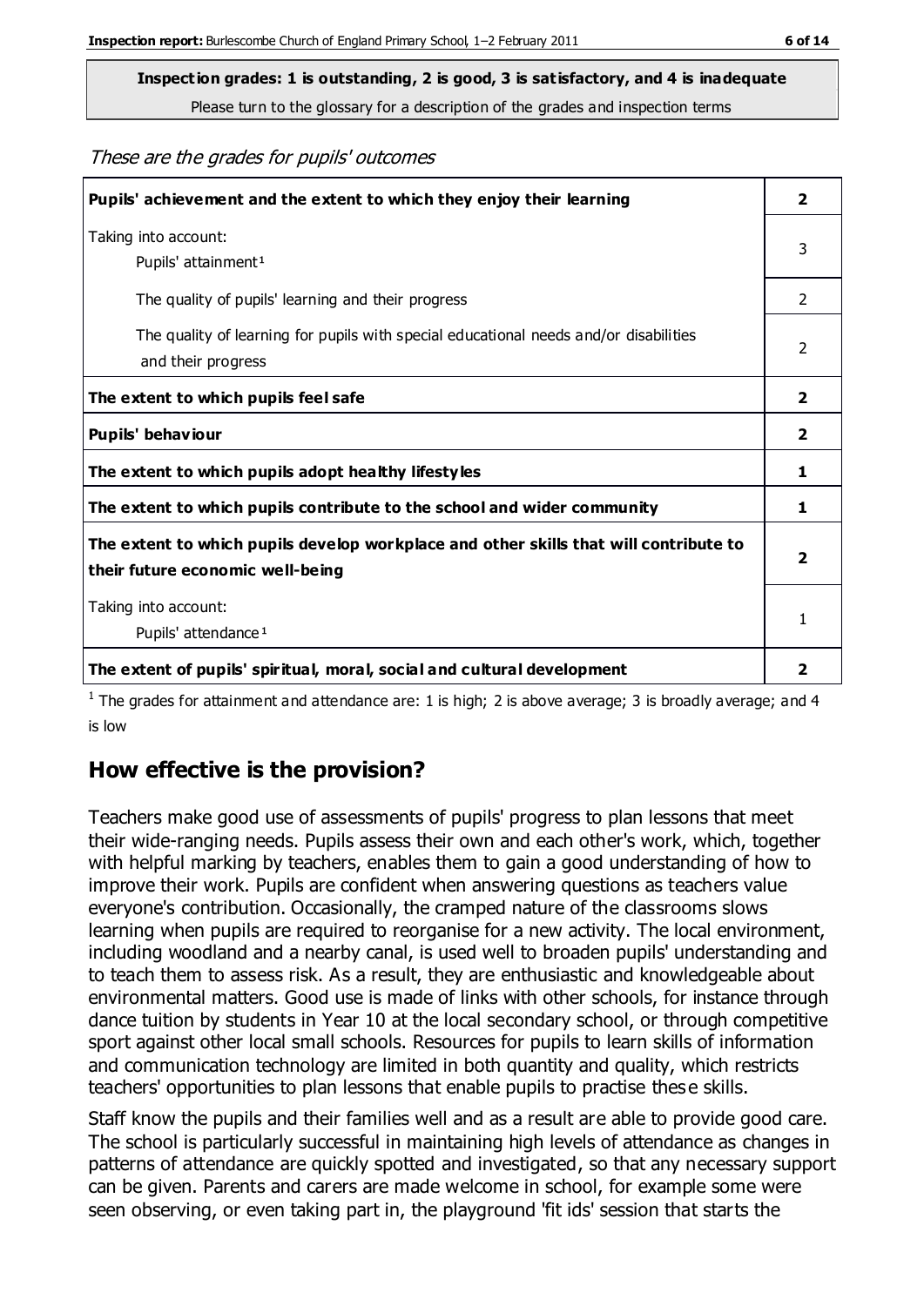**Inspection grades: 1 is outstanding, 2 is good, 3 is satisfactory, and 4 is inadequate**

Please turn to the glossary for a description of the grades and inspection terms

*These are the grades for pupils' outcomes*

| | |
|---|---|
| **Pupils' achievement and the extent to which they enjoy their learning** | **2** |
| Taking into account: Pupils' attainment [1] | 3 |
| The quality of pupils' learning and their progress | 2 |
| The quality of learning for pupils with special educational needs and/or disabilities and their progress | 2 |
| **The extent to which pupils feel safe** | **2** |
| **Pupils' behaviour** | **2** |
| **The extent to which pupils adopt healthy lifestyles** | **1** |
| **The extent to which pupils contribute to the school and wider community** | **1** |
| **The extent to which pupils develop workplace and other skills that will contribute to their future economic well-being** | **2** |
| Taking into account: Pupils' attendance [1] | 1 |
| **The extent of pupils' spiritual, moral, social and cultural development** | **2** |

[1] The grades for attainment and attendance are: 1 is high; 2 is above average; 3 is broadly average; and 4 is low

## How effective is the provision?

Teachers make good use of assessments of pupils' progress to plan lessons that meet their wide-ranging needs. Pupils assess their own and each other's work, which, together with helpful marking by teachers, enables them to gain a good understanding of how to improve their work. Pupils are confident when answering questions as teachers value everyone's contribution. Occasionally, the cramped nature of the classrooms slows learning when pupils are required to reorganise for a new activity. The local environment, including woodland and a nearby canal, is used well to broaden pupils' understanding and to teach them to assess risk. As a result, they are enthusiastic and knowledgeable about environmental matters. Good use is made of links with other schools, for instance through dance tuition by students in Year 10 at the local secondary school, or through competitive sport against other local small schools. Resources for pupils to learn skills of information and communication technology are limited in both quantity and quality, which restricts teachers' opportunities to plan lessons that enable pupils to practise these skills.

Staff know the pupils and their families well and as a result are able to provide good care. The school is particularly successful in maintaining high levels of attendance as changes in patterns of attendance are quickly spotted and investigated, so that any necessary support can be given. Parents and carers are made welcome in school, for example some were seen observing, or even taking part in, the playground 'fit ids' session that starts the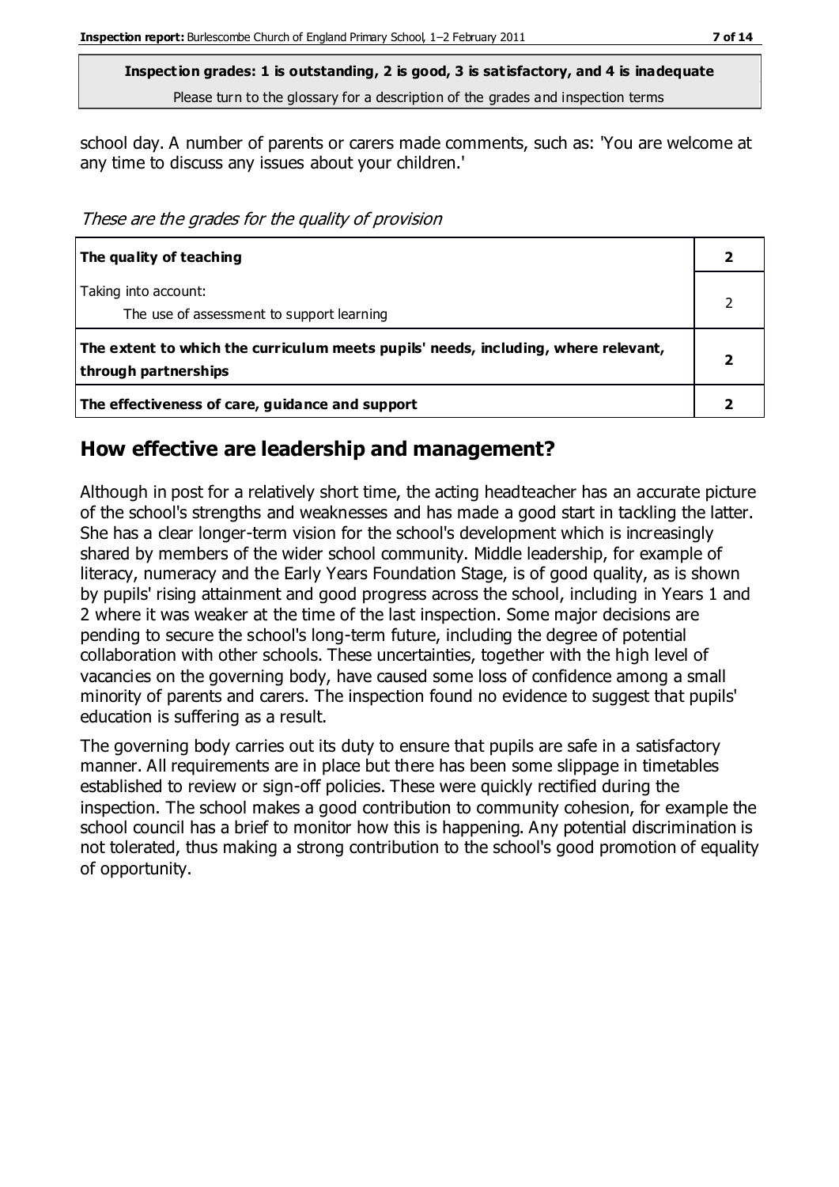**Inspection grades: 1 is outstanding, 2 is good, 3 is satisfactory, and 4 is inadequate**
Please turn to the glossary for a description of the grades and inspection terms

school day. A number of parents or carers made comments, such as: 'You are welcome at any time to discuss any issues about your children.'

*These are the grades for the quality of provision*

| | |
|---|---|
| **The quality of teaching** | **2** |
| Taking into account:<br>The use of assessment to support learning | 2 |
| **The extent to which the curriculum meets pupils' needs, including, where relevant, through partnerships** | **2** |
| **The effectiveness of care, guidance and support** | **2** |

## How effective are leadership and management?

Although in post for a relatively short time, the acting headteacher has an accurate picture of the school's strengths and weaknesses and has made a good start in tackling the latter. She has a clear longer-term vision for the school's development which is increasingly shared by members of the wider school community. Middle leadership, for example of literacy, numeracy and the Early Years Foundation Stage, is of good quality, as is shown by pupils' rising attainment and good progress across the school, including in Years 1 and 2 where it was weaker at the time of the last inspection. Some major decisions are pending to secure the school's long-term future, including the degree of potential collaboration with other schools. These uncertainties, together with the high level of vacancies on the governing body, have caused some loss of confidence among a small minority of parents and carers. The inspection found no evidence to suggest that pupils' education is suffering as a result.

The governing body carries out its duty to ensure that pupils are safe in a satisfactory manner. All requirements are in place but there has been some slippage in timetables established to review or sign-off policies. These were quickly rectified during the inspection. The school makes a good contribution to community cohesion, for example the school council has a brief to monitor how this is happening. Any potential discrimination is not tolerated, thus making a strong contribution to the school's good promotion of equality of opportunity.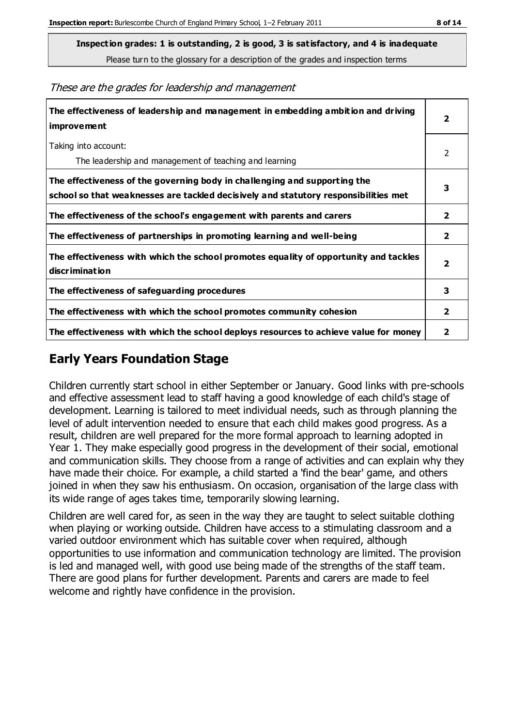**Inspection grades: 1 is outstanding, 2 is good, 3 is satisfactory, and 4 is inadequate**

Please turn to the glossary for a description of the grades and inspection terms

*These are the grades for leadership and management*

| | |
|---|---|
| **The effectiveness of leadership and management in embedding ambition and driving improvement** | **2** |
| Taking into account:<br>The leadership and management of teaching and learning | 2 |
| **The effectiveness of the governing body in challenging and supporting the school so that weaknesses are tackled decisively and statutory responsibilities met** | **3** |
| **The effectiveness of the school's engagement with parents and carers** | **2** |
| **The effectiveness of partnerships in promoting learning and well-being** | **2** |
| **The effectiveness with which the school promotes equality of opportunity and tackles discrimination** | **2** |
| **The effectiveness of safeguarding procedures** | **3** |
| **The effectiveness with which the school promotes community cohesion** | **2** |
| **The effectiveness with which the school deploys resources to achieve value for money** | **2** |

## Early Years Foundation Stage

Children currently start school in either September or January. Good links with pre-schools and effective assessment lead to staff having a good knowledge of each child's stage of development. Learning is tailored to meet individual needs, such as through planning the level of adult intervention needed to ensure that each child makes good progress. As a result, children are well prepared for the more formal approach to learning adopted in Year 1. They make especially good progress in the development of their social, emotional and communication skills. They choose from a range of activities and can explain why they have made their choice. For example, a child started a 'find the bear' game, and others joined in when they saw his enthusiasm. On occasion, organisation of the large class with its wide range of ages takes time, temporarily slowing learning.

Children are well cared for, as seen in the way they are taught to select suitable clothing when playing or working outside. Children have access to a stimulating classroom and a varied outdoor environment which has suitable cover when required, although opportunities to use information and communication technology are limited. The provision is led and managed well, with good use being made of the strengths of the staff team. There are good plans for further development. Parents and carers are made to feel welcome and rightly have confidence in the provision.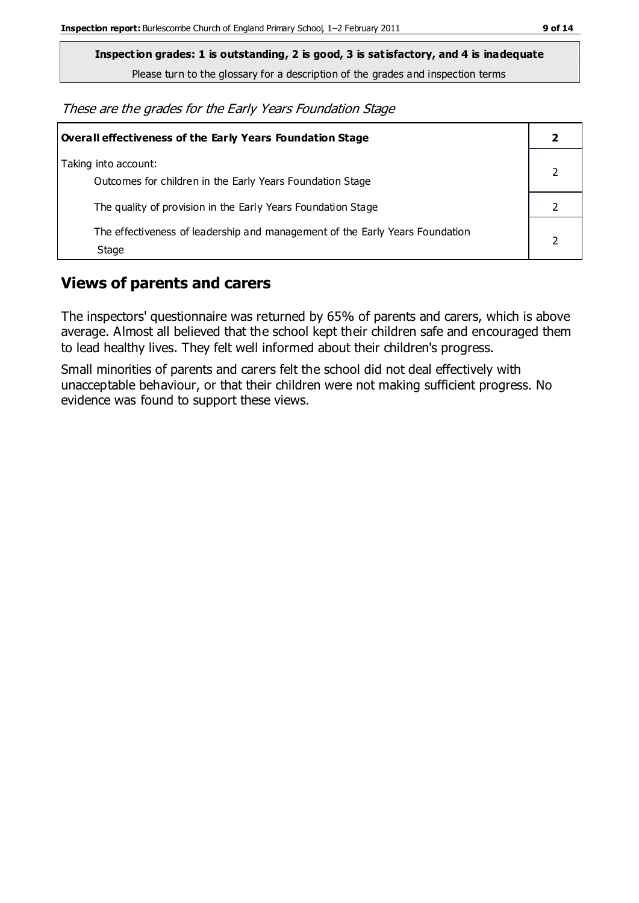**Inspection grades: 1 is outstanding, 2 is good, 3 is satisfactory, and 4 is inadequate**

Please turn to the glossary for a description of the grades and inspection terms

*These are the grades for the Early Years Foundation Stage*

| **Overall effectiveness of the Early Years Foundation Stage** | **2** |
|---|---|
| Taking into account: Outcomes for children in the Early Years Foundation Stage | 2 |
| The quality of provision in the Early Years Foundation Stage | 2 |
| The effectiveness of leadership and management of the Early Years Foundation Stage | 2 |

## Views of parents and carers

The inspectors' questionnaire was returned by 65% of parents and carers, which is above average. Almost all believed that the school kept their children safe and encouraged them to lead healthy lives. They felt well informed about their children's progress.

Small minorities of parents and carers felt the school did not deal effectively with unacceptable behaviour, or that their children were not making sufficient progress. No evidence was found to support these views.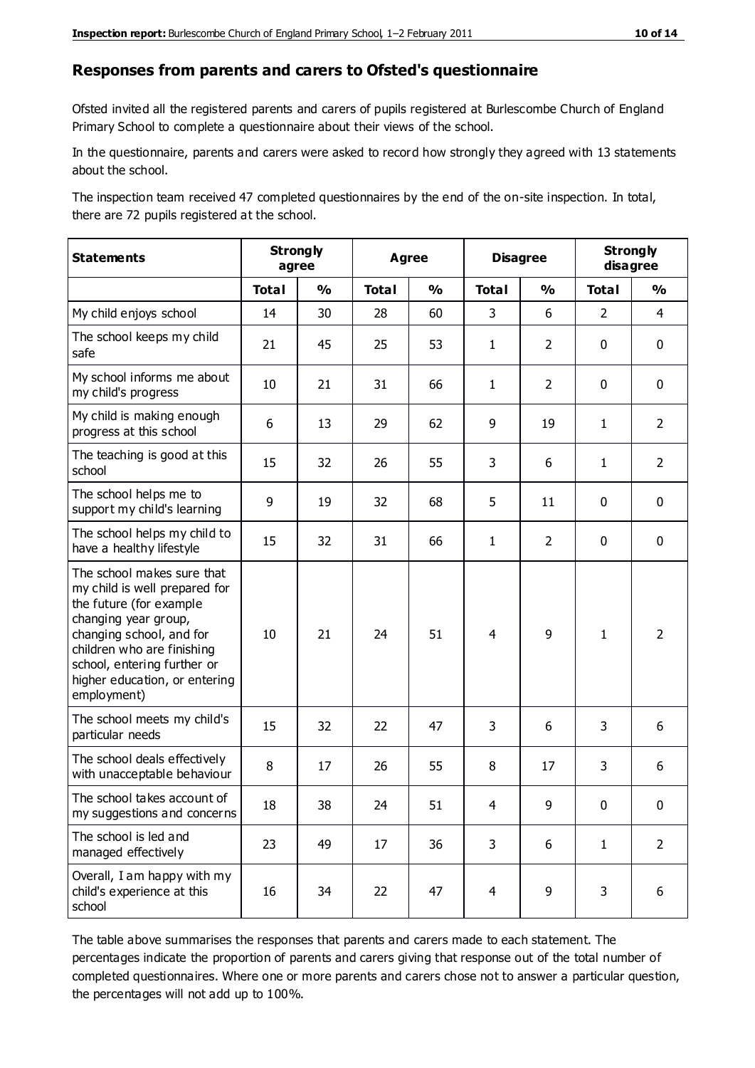## Responses from parents and carers to Ofsted's questionnaire

Ofsted invited all the registered parents and carers of pupils registered at Burlescombe Church of England Primary School to complete a questionnaire about their views of the school.

In the questionnaire, parents and carers were asked to record how strongly they agreed with 13 statements about the school.

The inspection team received 47 completed questionnaires by the end of the on-site inspection. In total, there are 72 pupils registered at the school.

| Statements | Strongly agree | | Agree | | Disagree | | Strongly disagree | |
|---|---|---|---|---|---|---|---|---|
| | Total | % | Total | % | Total | % | Total | % |
| My child enjoys school | 14 | 30 | 28 | 60 | 3 | 6 | 2 | 4 |
| The school keeps my child safe | 21 | 45 | 25 | 53 | 1 | 2 | 0 | 0 |
| My school informs me about my child's progress | 10 | 21 | 31 | 66 | 1 | 2 | 0 | 0 |
| My child is making enough progress at this school | 6 | 13 | 29 | 62 | 9 | 19 | 1 | 2 |
| The teaching is good at this school | 15 | 32 | 26 | 55 | 3 | 6 | 1 | 2 |
| The school helps me to support my child's learning | 9 | 19 | 32 | 68 | 5 | 11 | 0 | 0 |
| The school helps my child to have a healthy lifestyle | 15 | 32 | 31 | 66 | 1 | 2 | 0 | 0 |
| The school makes sure that my child is well prepared for the future (for example changing year group, changing school, and for children who are finishing school, entering further or higher education, or entering employment) | 10 | 21 | 24 | 51 | 4 | 9 | 1 | 2 |
| The school meets my child's particular needs | 15 | 32 | 22 | 47 | 3 | 6 | 3 | 6 |
| The school deals effectively with unacceptable behaviour | 8 | 17 | 26 | 55 | 8 | 17 | 3 | 6 |
| The school takes account of my suggestions and concerns | 18 | 38 | 24 | 51 | 4 | 9 | 0 | 0 |
| The school is led and managed effectively | 23 | 49 | 17 | 36 | 3 | 6 | 1 | 2 |
| Overall, I am happy with my child's experience at this school | 16 | 34 | 22 | 47 | 4 | 9 | 3 | 6 |

The table above summarises the responses that parents and carers made to each statement. The percentages indicate the proportion of parents and carers giving that response out of the total number of completed questionnaires. Where one or more parents and carers chose not to answer a particular question, the percentages will not add up to 100%.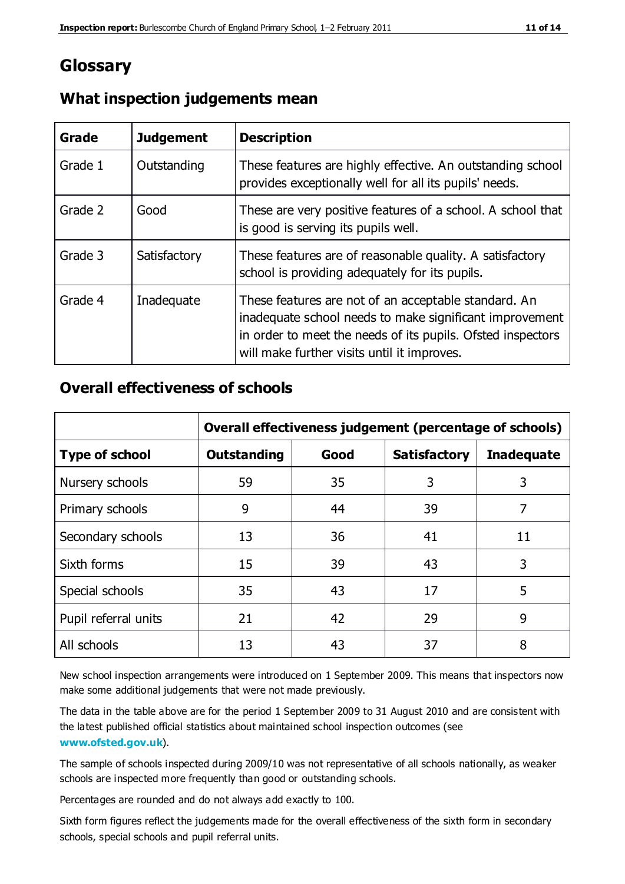# Glossary

## What inspection judgements mean

| Grade | Judgement | Description |
|---|---|---|
| Grade 1 | Outstanding | These features are highly effective. An outstanding school provides exceptionally well for all its pupils' needs. |
| Grade 2 | Good | These are very positive features of a school. A school that is good is serving its pupils well. |
| Grade 3 | Satisfactory | These features are of reasonable quality. A satisfactory school is providing adequately for its pupils. |
| Grade 4 | Inadequate | These features are not of an acceptable standard. An inadequate school needs to make significant improvement in order to meet the needs of its pupils. Ofsted inspectors will make further visits until it improves. |

## Overall effectiveness of schools

| | Overall effectiveness judgement (percentage of schools) | | | |
|---|---|---|---|---|
| **Type of school** | **Outstanding** | **Good** | **Satisfactory** | **Inadequate** |
| Nursery schools | 59 | 35 | 3 | 3 |
| Primary schools | 9 | 44 | 39 | 7 |
| Secondary schools | 13 | 36 | 41 | 11 |
| Sixth forms | 15 | 39 | 43 | 3 |
| Special schools | 35 | 43 | 17 | 5 |
| Pupil referral units | 21 | 42 | 29 | 9 |
| All schools | 13 | 43 | 37 | 8 |

New school inspection arrangements were introduced on 1 September 2009. This means that inspectors now make some additional judgements that were not made previously.

The data in the table above are for the period 1 September 2009 to 31 August 2010 and are consistent with the latest published official statistics about maintained school inspection outcomes (see **www.ofsted.gov.uk**).

The sample of schools inspected during 2009/10 was not representative of all schools nationally, as weaker schools are inspected more frequently than good or outstanding schools.

Percentages are rounded and do not always add exactly to 100.

Sixth form figures reflect the judgements made for the overall effectiveness of the sixth form in secondary schools, special schools and pupil referral units.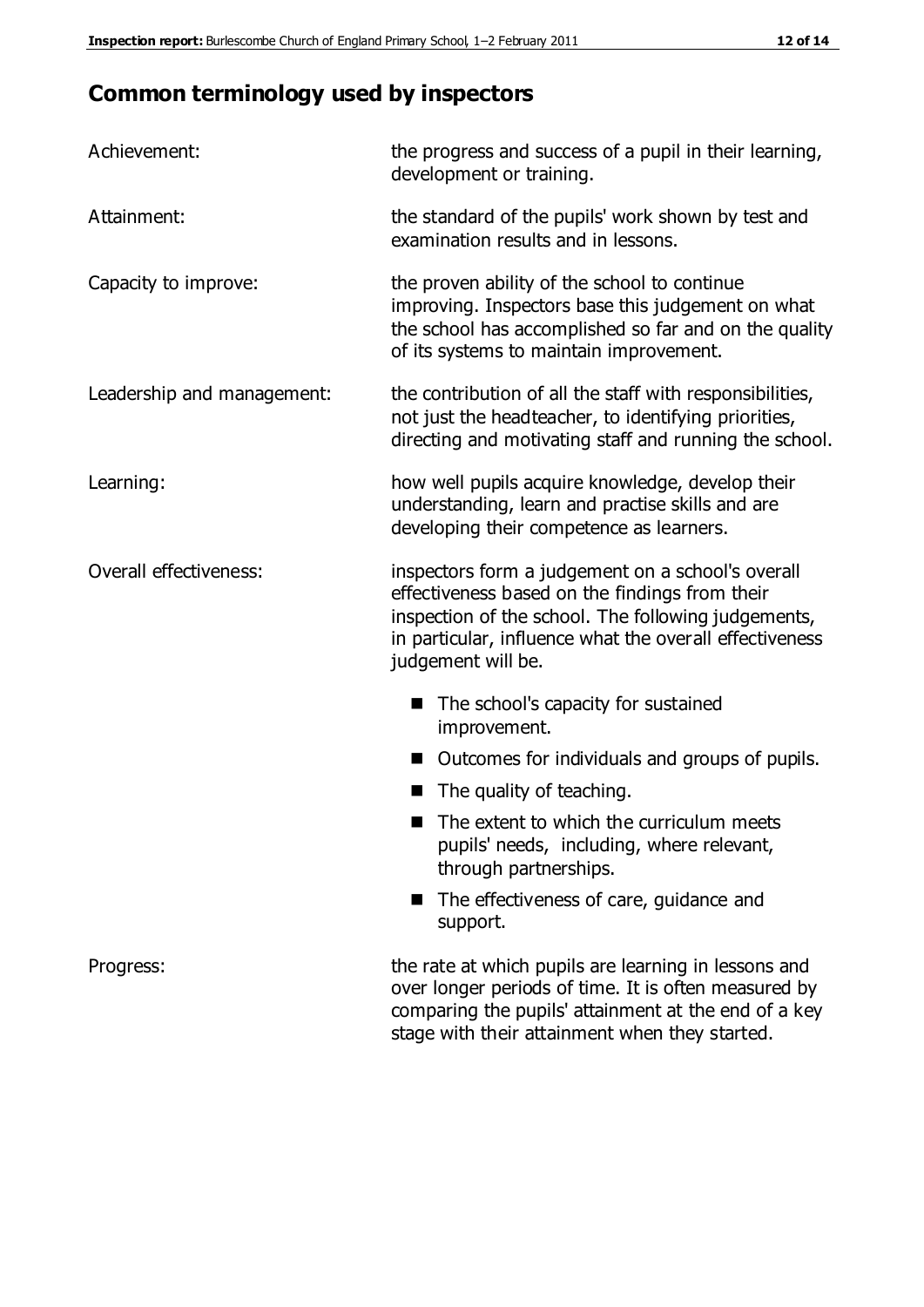## Common terminology used by inspectors

**Achievement:** the progress and success of a pupil in their learning, development or training.

**Attainment:** the standard of the pupils' work shown by test and examination results and in lessons.

**Capacity to improve:** the proven ability of the school to continue improving. Inspectors base this judgement on what the school has accomplished so far and on the quality of its systems to maintain improvement.

**Leadership and management:** the contribution of all the staff with responsibilities, not just the headteacher, to identifying priorities, directing and motivating staff and running the school.

**Learning:** how well pupils acquire knowledge, develop their understanding, learn and practise skills and are developing their competence as learners.

**Overall effectiveness:** inspectors form a judgement on a school's overall effectiveness based on the findings from their inspection of the school. The following judgements, in particular, influence what the overall effectiveness judgement will be.

- The school's capacity for sustained improvement.
- Outcomes for individuals and groups of pupils.
- The quality of teaching.
- The extent to which the curriculum meets pupils' needs, including, where relevant, through partnerships.
- The effectiveness of care, guidance and support.

**Progress:** the rate at which pupils are learning in lessons and over longer periods of time. It is often measured by comparing the pupils' attainment at the end of a key stage with their attainment when they started.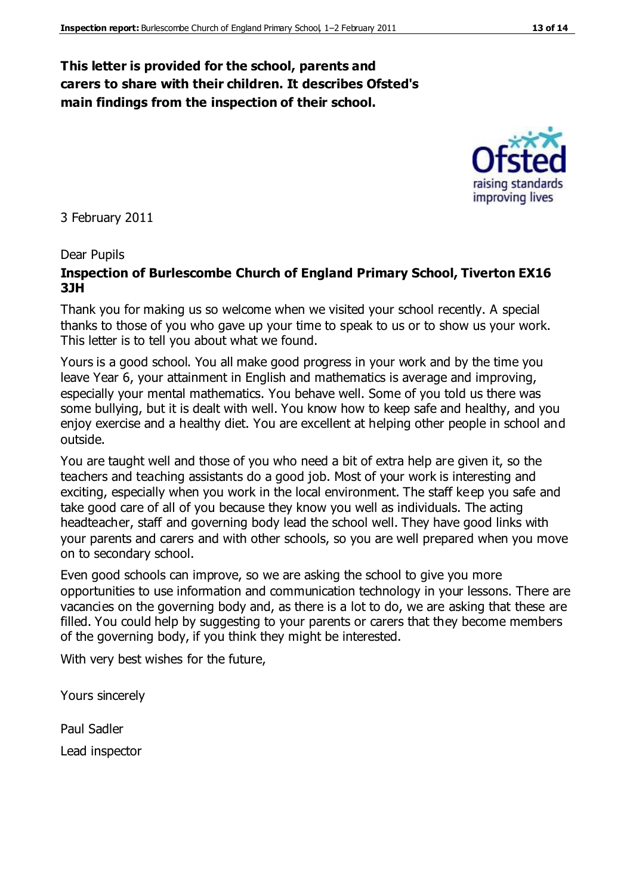**This letter is provided for the school, parents and carers to share with their children. It describes Ofsted's main findings from the inspection of their school.**

3 February 2011

Dear Pupils

**Inspection of Burlescombe Church of England Primary School, Tiverton EX16 3JH**

Thank you for making us so welcome when we visited your school recently. A special thanks to those of you who gave up your time to speak to us or to show us your work. This letter is to tell you about what we found.

Yours is a good school. You all make good progress in your work and by the time you leave Year 6, your attainment in English and mathematics is average and improving, especially your mental mathematics. You behave well. Some of you told us there was some bullying, but it is dealt with well. You know how to keep safe and healthy, and you enjoy exercise and a healthy diet. You are excellent at helping other people in school and outside.

You are taught well and those of you who need a bit of extra help are given it, so the teachers and teaching assistants do a good job. Most of your work is interesting and exciting, especially when you work in the local environment. The staff keep you safe and take good care of all of you because they know you well as individuals. The acting headteacher, staff and governing body lead the school well. They have good links with your parents and carers and with other schools, so you are well prepared when you move on to secondary school.

Even good schools can improve, so we are asking the school to give you more opportunities to use information and communication technology in your lessons. There are vacancies on the governing body and, as there is a lot to do, we are asking that these are filled. You could help by suggesting to your parents or carers that they become members of the governing body, if you think they might be interested.

With very best wishes for the future,

Yours sincerely

Paul Sadler

Lead inspector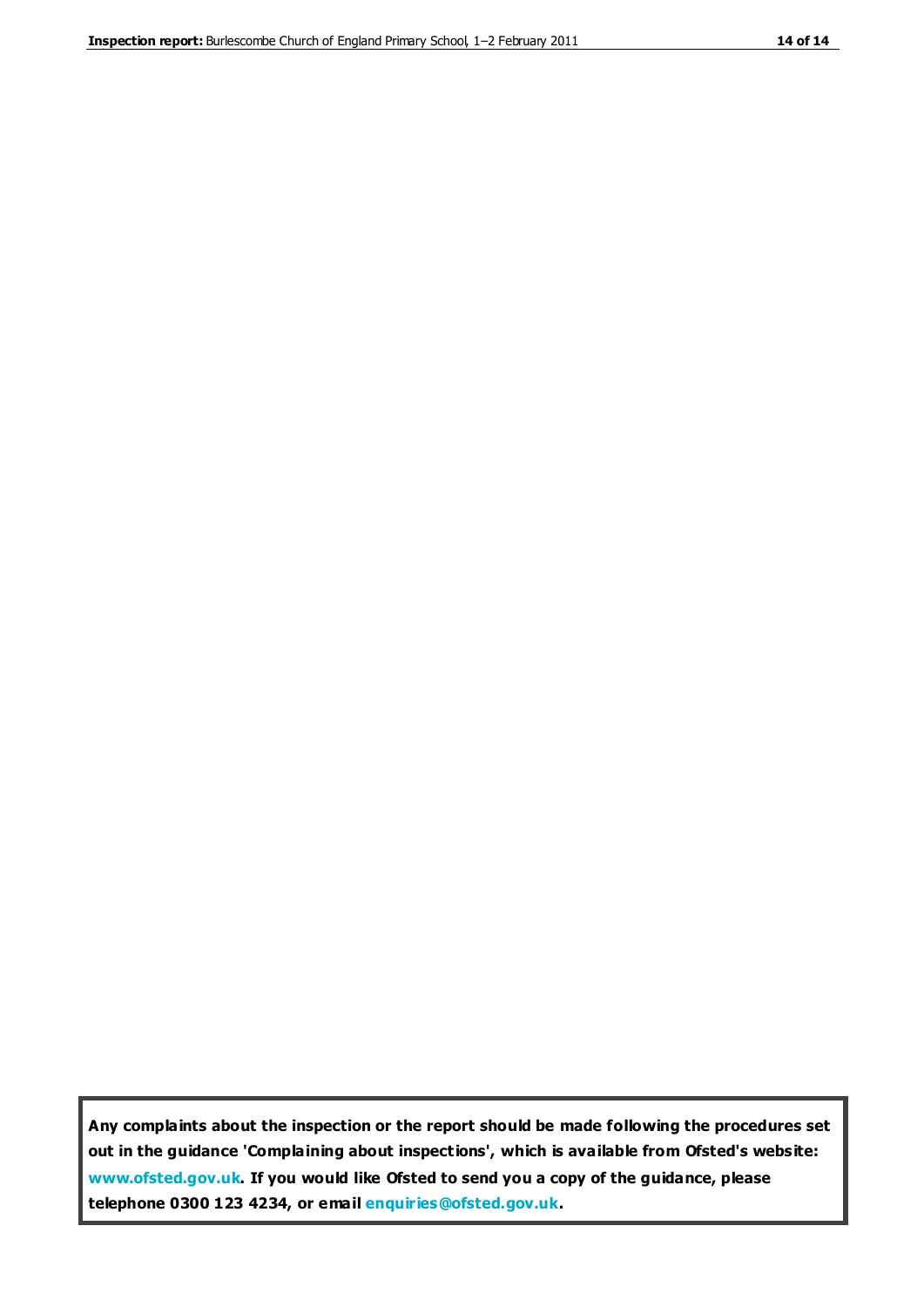**Any complaints about the inspection or the report should be made following the procedures set out in the guidance 'Complaining about inspections', which is available from Ofsted's website: www.ofsted.gov.uk. If you would like Ofsted to send you a copy of the guidance, please telephone 0300 123 4234, or email enquiries@ofsted.gov.uk.**